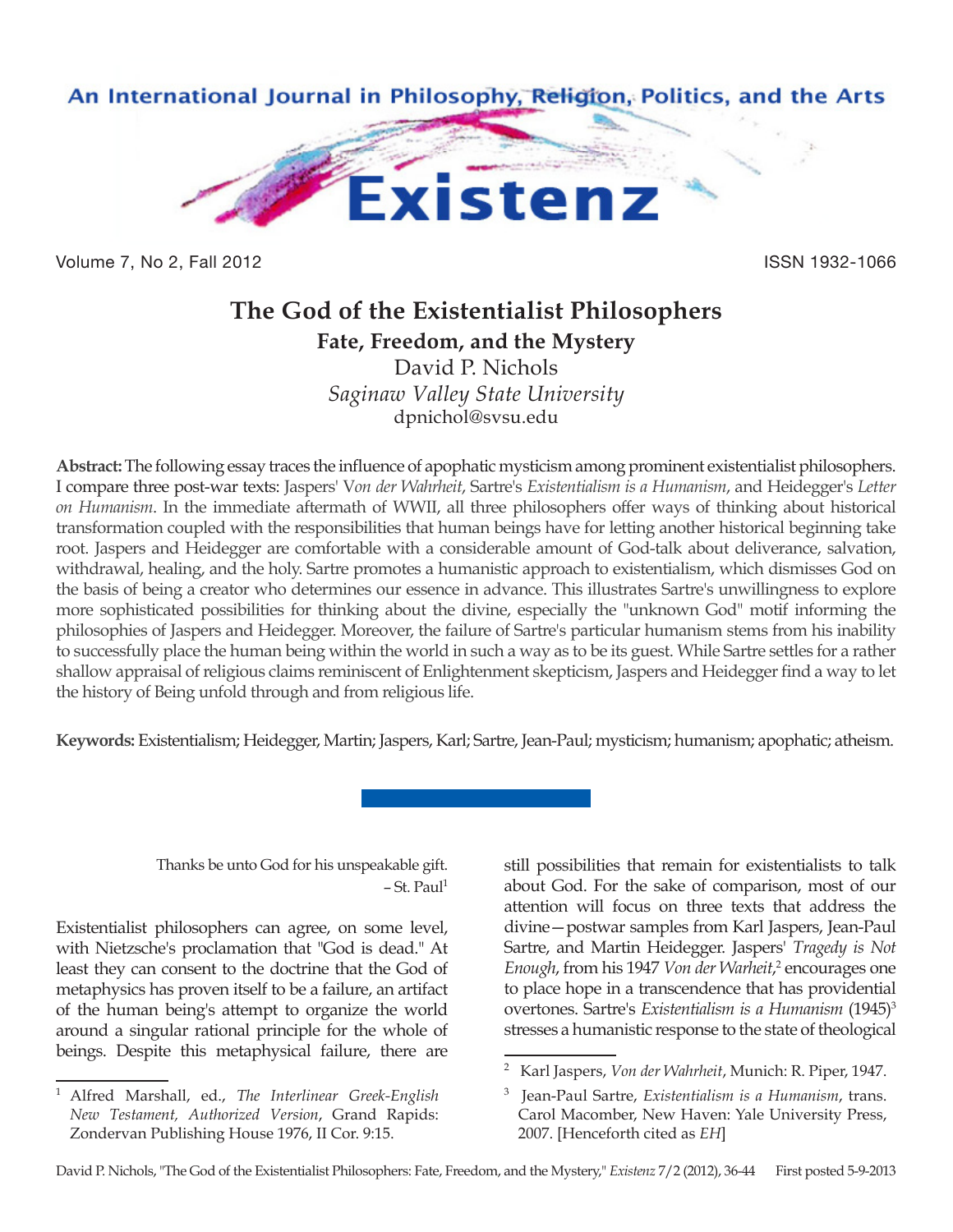# The God of the Existentialist Philosophers

## Fate, Freedom, and the Mystery

David P. Nichols

*Saginaw Valley State University*

dpnichol@svsu.edu

**Abstract:** The following essay traces the influence of apophatic mysticism among prominent existentialist philosophers. I compare three post-war texts: Jaspers' *Von der Wahrheit*, Sartre's *Existentialism is a Humanism*, and Heidegger's *Letter on Humanism*. In the immediate aftermath of WWII, all three philosophers offer ways of thinking about historical transformation coupled with the responsibilities that human beings have for letting another historical beginning take root. Jaspers and Heidegger are comfortable with a considerable amount of God-talk about deliverance, salvation, withdrawal, healing, and the holy. Sartre promotes a humanistic approach to existentialism, which dismisses God on the basis of being a creator who determines our essence in advance. This illustrates Sartre's unwillingness to explore more sophisticated possibilities for thinking about the divine, especially the "unknown God" motif informing the philosophies of Jaspers and Heidegger. Moreover, the failure of Sartre's particular humanism stems from his inability to successfully place the human being within the world in such a way as to be its guest. While Sartre settles for a rather shallow appraisal of religious claims reminiscent of Enlightenment skepticism, Jaspers and Heidegger find a way to let the history of Being unfold through and from religious life.

**Keywords:** Existentialism; Heidegger, Martin; Jaspers, Karl; Sartre, Jean-Paul; mysticism; humanism; apophatic; atheism.

> Thanks be unto God for his unspeakable gift.
> – St. Paul[1]

Existentialist philosophers can agree, on some level, with Nietzsche's proclamation that "God is dead." At least they can consent to the doctrine that the God of metaphysics has proven itself to be a failure, an artifact of the human being's attempt to organize the world around a singular rational principle for the whole of beings. Despite this metaphysical failure, there are still possibilities that remain for existentialists to talk about God. For the sake of comparison, most of our attention will focus on three texts that address the divine—postwar samples from Karl Jaspers, Jean-Paul Sartre, and Martin Heidegger. Jaspers' *Tragedy is Not Enough*, from his 1947 *Von der Warheit*,[2] encourages one to place hope in a transcendence that has providential overtones. Sartre's *Existentialism is a Humanism* (1945)[3] stresses a humanistic response to the state of theological

---

[1] Alfred Marshall, ed., *The Interlinear Greek-English New Testament, Authorized Version*, Grand Rapids: Zondervan Publishing House 1976, II Cor. 9:15.

[2] Karl Jaspers, *Von der Wahrheit*, Munich: R. Piper, 1947.

[3] Jean-Paul Sartre, *Existentialism is a Humanism*, trans. Carol Macomber, New Haven: Yale University Press, 2007. [Henceforth cited as *EH*]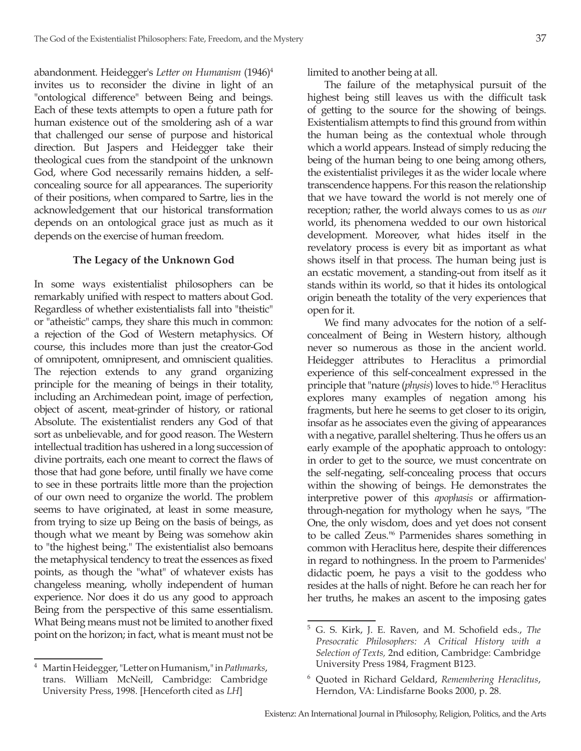abandonment. Heidegger's *Letter on Humanism* (1946)[4] invites us to reconsider the divine in light of an "ontological difference" between Being and beings. Each of these texts attempts to open a future path for human existence out of the smoldering ash of a war that challenged our sense of purpose and historical direction. But Jaspers and Heidegger take their theological cues from the standpoint of the unknown God, where God necessarily remains hidden, a self-concealing source for all appearances. The superiority of their positions, when compared to Sartre, lies in the acknowledgement that our historical transformation depends on an ontological grace just as much as it depends on the exercise of human freedom.

### The Legacy of the Unknown God

In some ways existentialist philosophers can be remarkably unified with respect to matters about God. Regardless of whether existentialists fall into "theistic" or "atheistic" camps, they share this much in common: a rejection of the God of Western metaphysics. Of course, this includes more than just the creator-God of omnipotent, omnipresent, and omniscient qualities. The rejection extends to any grand organizing principle for the meaning of beings in their totality, including an Archimedean point, image of perfection, object of ascent, meat-grinder of history, or rational Absolute. The existentialist renders any God of that sort as unbelievable, and for good reason. The Western intellectual tradition has ushered in a long succession of divine portraits, each one meant to correct the flaws of those that had gone before, until finally we have come to see in these portraits little more than the projection of our own need to organize the world. The problem seems to have originated, at least in some measure, from trying to size up Being on the basis of beings, as though what we meant by Being was somehow akin to "the highest being." The existentialist also bemoans the metaphysical tendency to treat the essences as fixed points, as though the "what" of whatever exists has changeless meaning, wholly independent of human experience. Nor does it do us any good to approach Being from the perspective of this same essentialism. What Being means must not be limited to another fixed point on the horizon; in fact, what is meant must not be limited to another being at all.

The failure of the metaphysical pursuit of the highest being still leaves us with the difficult task of getting to the source for the showing of beings. Existentialism attempts to find this ground from within the human being as the contextual whole through which a world appears. Instead of simply reducing the being of the human being to one being among others, the existentialist privileges it as the wider locale where transcendence happens. For this reason the relationship that we have toward the world is not merely one of reception; rather, the world always comes to us as *our* world, its phenomena wedded to our own historical development. Moreover, what hides itself in the revelatory process is every bit as important as what shows itself in that process. The human being just is an ecstatic movement, a standing-out from itself as it stands within its world, so that it hides its ontological origin beneath the totality of the very experiences that open for it.

We find many advocates for the notion of a self-concealment of Being in Western history, although never so numerous as those in the ancient world. Heidegger attributes to Heraclitus a primordial experience of this self-concealment expressed in the principle that "nature (*physis*) loves to hide."[5] Heraclitus explores many examples of negation among his fragments, but here he seems to get closer to its origin, insofar as he associates even the giving of appearances with a negative, parallel sheltering. Thus he offers us an early example of the apophatic approach to ontology: in order to get to the source, we must concentrate on the self-negating, self-concealing process that occurs within the showing of beings. He demonstrates the interpretive power of this *apophasis* or affirmation-through-negation for mythology when he says, "The One, the only wisdom, does and yet does not consent to be called Zeus."[6] Parmenides shares something in common with Heraclitus here, despite their differences in regard to nothingness. In the proem to Parmenides' didactic poem, he pays a visit to the goddess who resides at the halls of night. Before he can reach her for her truths, he makes an ascent to the imposing gates

---

[4] Martin Heidegger, "Letter on Humanism," in *Pathmarks*, trans. William McNeill, Cambridge: Cambridge University Press, 1998. [Henceforth cited as *LH*]

[5] G. S. Kirk, J. E. Raven, and M. Schofield eds., *The Presocratic Philosophers: A Critical History with a Selection of Texts*, 2nd edition, Cambridge: Cambridge University Press 1984, Fragment B123.

[6] Quoted in Richard Geldard, *Remembering Heraclitus*, Herndon, VA: Lindisfarne Books 2000, p. 28.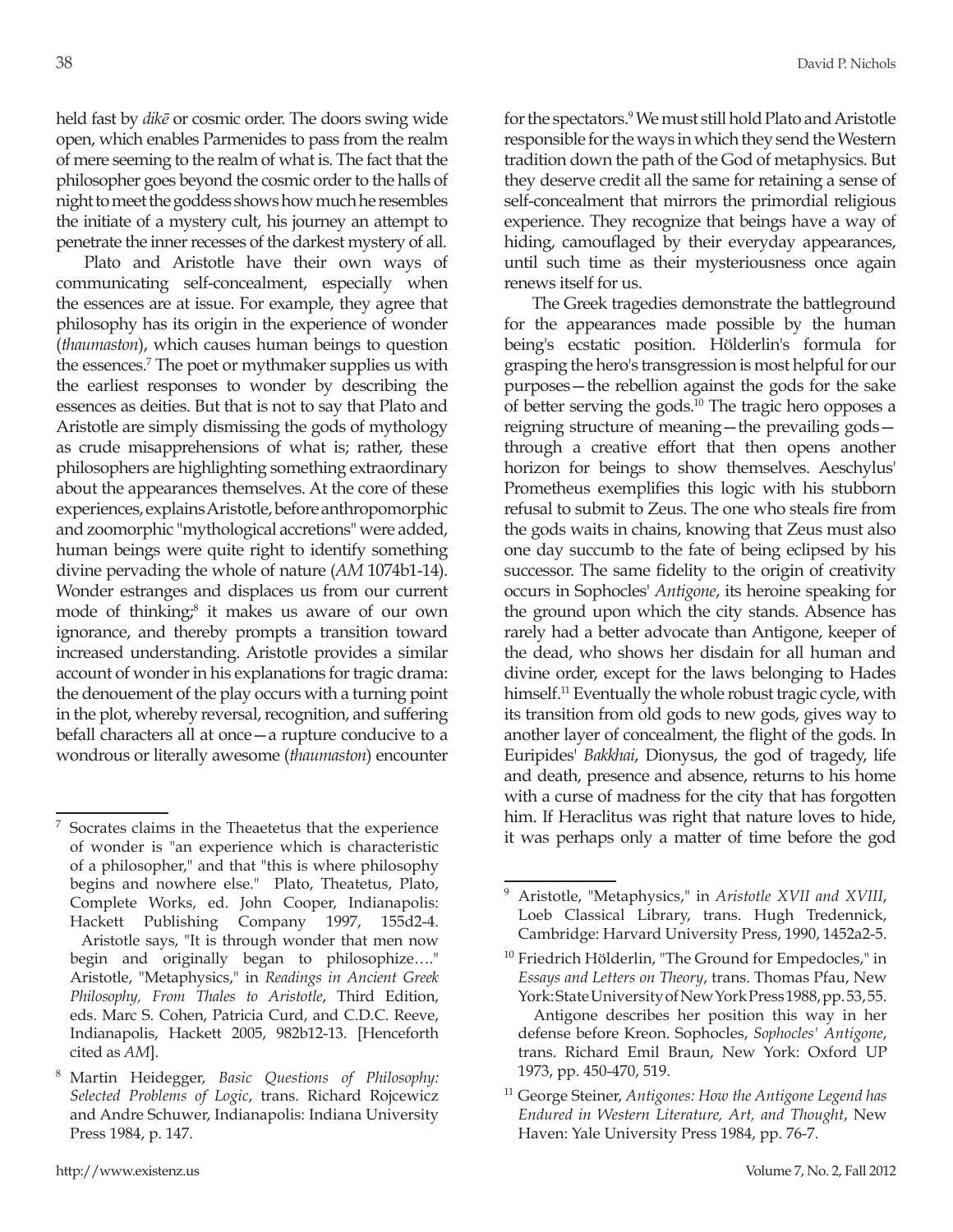held fast by *dikē* or cosmic order. The doors swing wide open, which enables Parmenides to pass from the realm of mere seeming to the realm of what is. The fact that the philosopher goes beyond the cosmic order to the halls of night to meet the goddess shows how much he resembles the initiate of a mystery cult, his journey an attempt to penetrate the inner recesses of the darkest mystery of all.

Plato and Aristotle have their own ways of communicating self-concealment, especially when the essences are at issue. For example, they agree that philosophy has its origin in the experience of wonder (*thaumaston*), which causes human beings to question the essences.[7] The poet or mythmaker supplies us with the earliest responses to wonder by describing the essences as deities. But that is not to say that Plato and Aristotle are simply dismissing the gods of mythology as crude misapprehensions of what is; rather, these philosophers are highlighting something extraordinary about the appearances themselves. At the core of these experiences, explains Aristotle, before anthropomorphic and zoomorphic "mythological accretions" were added, human beings were quite right to identify something divine pervading the whole of nature (*AM* 1074b1-14). Wonder estranges and displaces us from our current mode of thinking;[8] it makes us aware of our own ignorance, and thereby prompts a transition toward increased understanding. Aristotle provides a similar account of wonder in his explanations for tragic drama: the denouement of the play occurs with a turning point in the plot, whereby reversal, recognition, and suffering befall characters all at once—a rupture conducive to a wondrous or literally awesome (*thaumaston*) encounter for the spectators.[9] We must still hold Plato and Aristotle responsible for the ways in which they send the Western tradition down the path of the God of metaphysics. But they deserve credit all the same for retaining a sense of self-concealment that mirrors the primordial religious experience. They recognize that beings have a way of hiding, camouflaged by their everyday appearances, until such time as their mysteriousness once again renews itself for us.

The Greek tragedies demonstrate the battleground for the appearances made possible by the human being's ecstatic position. Hölderlin's formula for grasping the hero's transgression is most helpful for our purposes—the rebellion against the gods for the sake of better serving the gods.[10] The tragic hero opposes a reigning structure of meaning—the prevailing gods—through a creative effort that then opens another horizon for beings to show themselves. Aeschylus' Prometheus exemplifies this logic with his stubborn refusal to submit to Zeus. The one who steals fire from the gods waits in chains, knowing that Zeus must also one day succumb to the fate of being eclipsed by his successor. The same fidelity to the origin of creativity occurs in Sophocles' *Antigone*, its heroine speaking for the ground upon which the city stands. Absence has rarely had a better advocate than Antigone, keeper of the dead, who shows her disdain for all human and divine order, except for the laws belonging to Hades himself.[11] Eventually the whole robust tragic cycle, with its transition from old gods to new gods, gives way to another layer of concealment, the flight of the gods. In Euripides' *Bakkhai*, Dionysus, the god of tragedy, life and death, presence and absence, returns to his home with a curse of madness for the city that has forgotten him. If Heraclitus was right that nature loves to hide, it was perhaps only a matter of time before the god

---

[7] Socrates claims in the Theaetetus that the experience of wonder is "an experience which is characteristic of a philosopher," and that "this is where philosophy begins and nowhere else." Plato, Theatetus, Plato, Complete Works, ed. John Cooper, Indianapolis: Hackett Publishing Company 1997, 155d2-4. Aristotle says, "It is through wonder that men now begin and originally began to philosophize…." Aristotle, "Metaphysics," in *Readings in Ancient Greek Philosophy, From Thales to Aristotle*, Third Edition, eds. Marc S. Cohen, Patricia Curd, and C.D.C. Reeve, Indianapolis, Hackett 2005, 982b12-13. [Henceforth cited as *AM*].

[8] Martin Heidegger, *Basic Questions of Philosophy: Selected Problems of Logic*, trans. Richard Rojcewicz and Andre Schuwer, Indianapolis: Indiana University Press 1984, p. 147.

[9] Aristotle, "Metaphysics," in *Aristotle XVII and XVIII*, Loeb Classical Library, trans. Hugh Tredennick, Cambridge: Harvard University Press, 1990, 1452a2-5.

[10] Friedrich Hölderlin, "The Ground for Empedocles," in *Essays and Letters on Theory*, trans. Thomas Pfau, New York: State University of New York Press 1988, pp. 53, 55. Antigone describes her position this way in her defense before Kreon. Sophocles, *Sophocles' Antigone*, trans. Richard Emil Braun, New York: Oxford UP 1973, pp. 450-470, 519.

[11] George Steiner, *Antigones: How the Antigone Legend has Endured in Western Literature, Art, and Thought*, New Haven: Yale University Press 1984, pp. 76-7.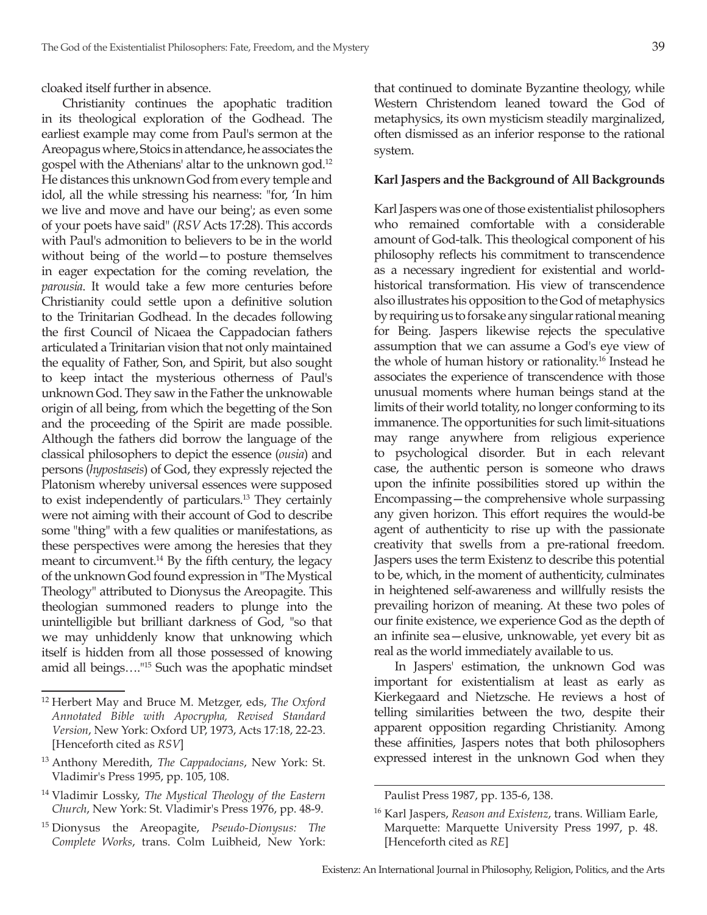cloaked itself further in absence.

Christianity continues the apophatic tradition in its theological exploration of the Godhead. The earliest example may come from Paul's sermon at the Areopagus where, Stoics in attendance, he associates the gospel with the Athenians' altar to the unknown god.[12] He distances this unknown God from every temple and idol, all the while stressing his nearness: "for, 'In him we live and move and have our being'; as even some of your poets have said" (*RSV* Acts 17:28). This accords with Paul's admonition to believers to be in the world without being of the world—to posture themselves in eager expectation for the coming revelation, the *parousia*. It would take a few more centuries before Christianity could settle upon a definitive solution to the Trinitarian Godhead. In the decades following the first Council of Nicaea the Cappadocian fathers articulated a Trinitarian vision that not only maintained the equality of Father, Son, and Spirit, but also sought to keep intact the mysterious otherness of Paul's unknown God. They saw in the Father the unknowable origin of all being, from which the begetting of the Son and the proceeding of the Spirit are made possible. Although the fathers did borrow the language of the classical philosophers to depict the essence (*ousia*) and persons (*hypostaseis*) of God, they expressly rejected the Platonism whereby universal essences were supposed to exist independently of particulars.[13] They certainly were not aiming with their account of God to describe some "thing" with a few qualities or manifestations, as these perspectives were among the heresies that they meant to circumvent.[14] By the fifth century, the legacy of the unknown God found expression in "The Mystical Theology" attributed to Dionysus the Areopagite. This theologian summoned readers to plunge into the unintelligible but brilliant darkness of God, "so that we may unhiddenly know that unknowing which itself is hidden from all those possessed of knowing amid all beings…."[15] Such was the apophatic mindset that continued to dominate Byzantine theology, while Western Christendom leaned toward the God of metaphysics, its own mysticism steadily marginalized, often dismissed as an inferior response to the rational system.

## Karl Jaspers and the Background of All Backgrounds

Karl Jaspers was one of those existentialist philosophers who remained comfortable with a considerable amount of God-talk. This theological component of his philosophy reflects his commitment to transcendence as a necessary ingredient for existential and world-historical transformation. His view of transcendence also illustrates his opposition to the God of metaphysics by requiring us to forsake any singular rational meaning for Being. Jaspers likewise rejects the speculative assumption that we can assume a God's eye view of the whole of human history or rationality.[16] Instead he associates the experience of transcendence with those unusual moments where human beings stand at the limits of their world totality, no longer conforming to its immanence. The opportunities for such limit-situations may range anywhere from religious experience to psychological disorder. But in each relevant case, the authentic person is someone who draws upon the infinite possibilities stored up within the Encompassing—the comprehensive whole surpassing any given horizon. This effort requires the would-be agent of authenticity to rise up with the passionate creativity that swells from a pre-rational freedom. Jaspers uses the term Existenz to describe this potential to be, which, in the moment of authenticity, culminates in heightened self-awareness and willfully resists the prevailing horizon of meaning. At these two poles of our finite existence, we experience God as the depth of an infinite sea—elusive, unknowable, yet every bit as real as the world immediately available to us.

In Jaspers' estimation, the unknown God was important for existentialism at least as early as Kierkegaard and Nietzsche. He reviews a host of telling similarities between the two, despite their apparent opposition regarding Christianity. Among these affinities, Jaspers notes that both philosophers expressed interest in the unknown God when they

---

[12] Herbert May and Bruce M. Metzger, eds, *The Oxford Annotated Bible with Apocrypha, Revised Standard Version*, New York: Oxford UP, 1973, Acts 17:18, 22-23. [Henceforth cited as *RSV*]

[13] Anthony Meredith, *The Cappadocians*, New York: St. Vladimir's Press 1995, pp. 105, 108.

[14] Vladimir Lossky, *The Mystical Theology of the Eastern Church*, New York: St. Vladimir's Press 1976, pp. 48-9.

[15] Dionysus the Areopagite, *Pseudo-Dionysus: The Complete Works*, trans. Colm Luibheid, New York: Paulist Press 1987, pp. 135-6, 138.

[16] Karl Jaspers, *Reason and Existenz*, trans. William Earle, Marquette: Marquette University Press 1997, p. 48. [Henceforth cited as *RE*]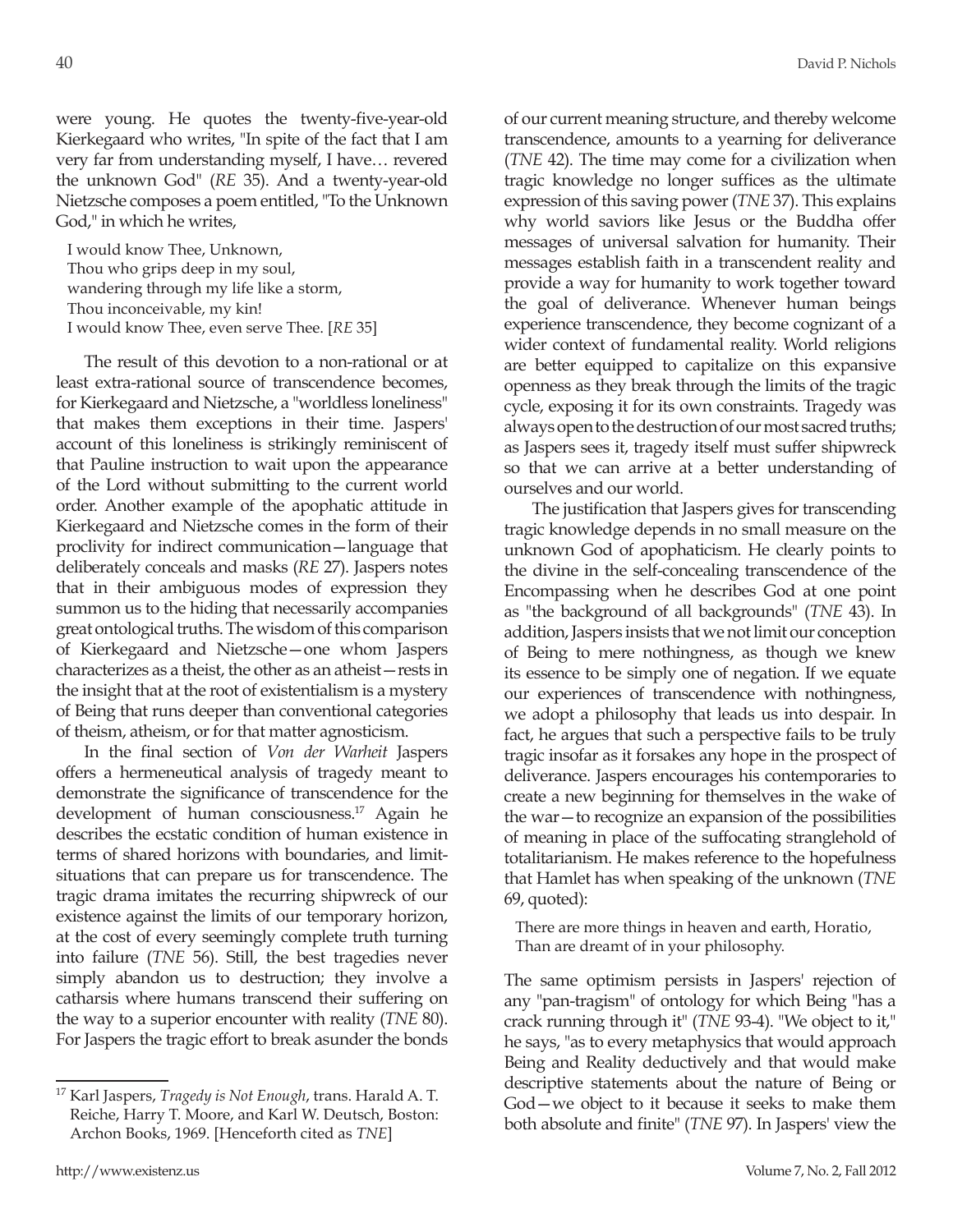were young. He quotes the twenty-five-year-old Kierkegaard who writes, "In spite of the fact that I am very far from understanding myself, I have… revered the unknown God" (*RE* 35). And a twenty-year-old Nietzsche composes a poem entitled, "To the Unknown God," in which he writes,

> I would know Thee, Unknown,
> Thou who grips deep in my soul,
> wandering through my life like a storm,
> Thou inconceivable, my kin!
> I would know Thee, even serve Thee. [*RE* 35]

The result of this devotion to a non-rational or at least extra-rational source of transcendence becomes, for Kierkegaard and Nietzsche, a "worldless loneliness" that makes them exceptions in their time. Jaspers' account of this loneliness is strikingly reminiscent of that Pauline instruction to wait upon the appearance of the Lord without submitting to the current world order. Another example of the apophatic attitude in Kierkegaard and Nietzsche comes in the form of their proclivity for indirect communication—language that deliberately conceals and masks (*RE* 27). Jaspers notes that in their ambiguous modes of expression they summon us to the hiding that necessarily accompanies great ontological truths. The wisdom of this comparison of Kierkegaard and Nietzsche—one whom Jaspers characterizes as a theist, the other as an atheist—rests in the insight that at the root of existentialism is a mystery of Being that runs deeper than conventional categories of theism, atheism, or for that matter agnosticism.

In the final section of *Von der Warheit* Jaspers offers a hermeneutical analysis of tragedy meant to demonstrate the significance of transcendence for the development of human consciousness.[17] Again he describes the ecstatic condition of human existence in terms of shared horizons with boundaries, and limit-situations that can prepare us for transcendence. The tragic drama imitates the recurring shipwreck of our existence against the limits of our temporary horizon, at the cost of every seemingly complete truth turning into failure (*TNE* 56). Still, the best tragedies never simply abandon us to destruction; they involve a catharsis where humans transcend their suffering on the way to a superior encounter with reality (*TNE* 80). For Jaspers the tragic effort to break asunder the bonds of our current meaning structure, and thereby welcome transcendence, amounts to a yearning for deliverance (*TNE* 42). The time may come for a civilization when tragic knowledge no longer suffices as the ultimate expression of this saving power (*TNE* 37). This explains why world saviors like Jesus or the Buddha offer messages of universal salvation for humanity. Their messages establish faith in a transcendent reality and provide a way for humanity to work together toward the goal of deliverance. Whenever human beings experience transcendence, they become cognizant of a wider context of fundamental reality. World religions are better equipped to capitalize on this expansive openness as they break through the limits of the tragic cycle, exposing it for its own constraints. Tragedy was always open to the destruction of our most sacred truths; as Jaspers sees it, tragedy itself must suffer shipwreck so that we can arrive at a better understanding of ourselves and our world.

The justification that Jaspers gives for transcending tragic knowledge depends in no small measure on the unknown God of apophaticism. He clearly points to the divine in the self-concealing transcendence of the Encompassing when he describes God at one point as "the background of all backgrounds" (*TNE* 43). In addition, Jaspers insists that we not limit our conception of Being to mere nothingness, as though we knew its essence to be simply one of negation. If we equate our experiences of transcendence with nothingness, we adopt a philosophy that leads us into despair. In fact, he argues that such a perspective fails to be truly tragic insofar as it forsakes any hope in the prospect of deliverance. Jaspers encourages his contemporaries to create a new beginning for themselves in the wake of the war—to recognize an expansion of the possibilities of meaning in place of the suffocating stranglehold of totalitarianism. He makes reference to the hopefulness that Hamlet has when speaking of the unknown (*TNE* 69, quoted):

> There are more things in heaven and earth, Horatio,
> Than are dreamt of in your philosophy.

The same optimism persists in Jaspers' rejection of any "pan-tragism" of ontology for which Being "has a crack running through it" (*TNE* 93-4). "We object to it," he says, "as to every metaphysics that would approach Being and Reality deductively and that would make descriptive statements about the nature of Being or God—we object to it because it seeks to make them both absolute and finite" (*TNE* 97). In Jaspers' view the

---

[17] Karl Jaspers, *Tragedy is Not Enough*, trans. Harald A. T. Reiche, Harry T. Moore, and Karl W. Deutsch, Boston: Archon Books, 1969. [Henceforth cited as *TNE*]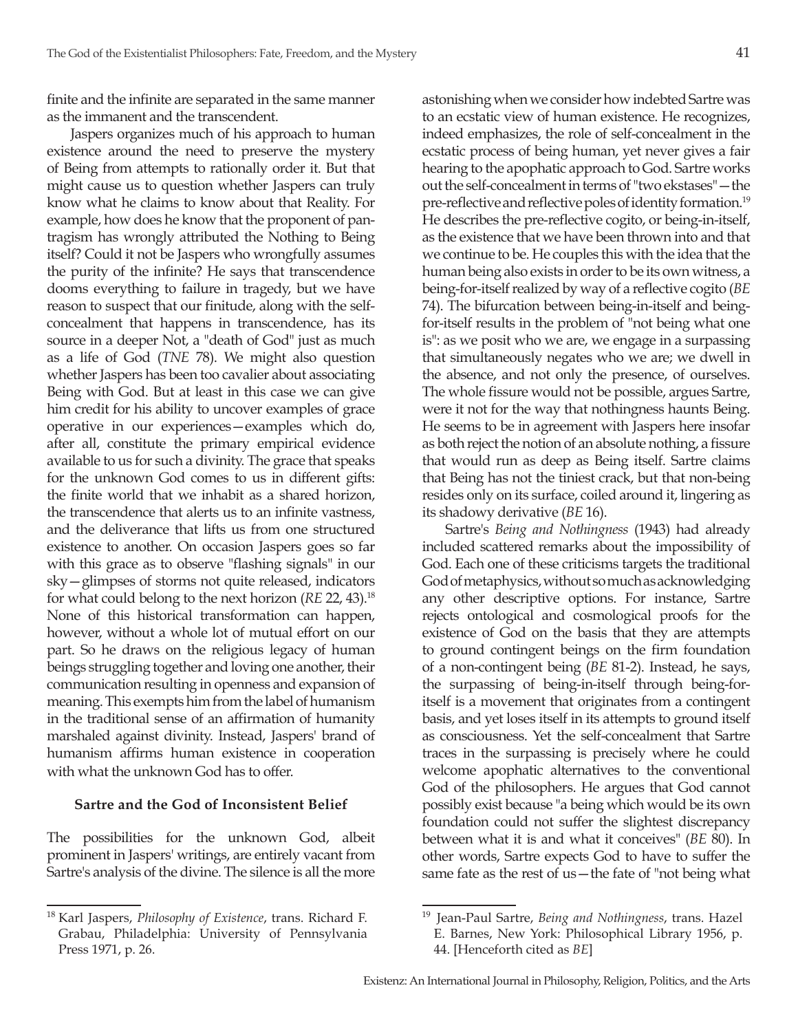finite and the infinite are separated in the same manner as the immanent and the transcendent.

Jaspers organizes much of his approach to human existence around the need to preserve the mystery of Being from attempts to rationally order it. But that might cause us to question whether Jaspers can truly know what he claims to know about that Reality. For example, how does he know that the proponent of pantragism has wrongly attributed the Nothing to Being itself? Could it not be Jaspers who wrongfully assumes the purity of the infinite? He says that transcendence dooms everything to failure in tragedy, but we have reason to suspect that our finitude, along with the self-concealment that happens in transcendence, has its source in a deeper Not, a "death of God" just as much as a life of God (*TNE* 78). We might also question whether Jaspers has been too cavalier about associating Being with God. But at least in this case we can give him credit for his ability to uncover examples of grace operative in our experiences—examples which do, after all, constitute the primary empirical evidence available to us for such a divinity. The grace that speaks for the unknown God comes to us in different gifts: the finite world that we inhabit as a shared horizon, the transcendence that alerts us to an infinite vastness, and the deliverance that lifts us from one structured existence to another. On occasion Jaspers goes so far with this grace as to observe "flashing signals" in our sky—glimpses of storms not quite released, indicators for what could belong to the next horizon (*RE* 22, 43).[18] None of this historical transformation can happen, however, without a whole lot of mutual effort on our part. So he draws on the religious legacy of human beings struggling together and loving one another, their communication resulting in openness and expansion of meaning. This exempts him from the label of humanism in the traditional sense of an affirmation of humanity marshaled against divinity. Instead, Jaspers' brand of humanism affirms human existence in cooperation with what the unknown God has to offer.

### Sartre and the God of Inconsistent Belief

The possibilities for the unknown God, albeit prominent in Jaspers' writings, are entirely vacant from Sartre's analysis of the divine. The silence is all the more astonishing when we consider how indebted Sartre was to an ecstatic view of human existence. He recognizes, indeed emphasizes, the role of self-concealment in the ecstatic process of being human, yet never gives a fair hearing to the apophatic approach to God. Sartre works out the self-concealment in terms of "two ekstases"—the pre-reflective and reflective poles of identity formation.[19] He describes the pre-reflective cogito, or being-in-itself, as the existence that we have been thrown into and that we continue to be. He couples this with the idea that the human being also exists in order to be its own witness, a being-for-itself realized by way of a reflective cogito (*BE* 74). The bifurcation between being-in-itself and being-for-itself results in the problem of "not being what one is": as we posit who we are, we engage in a surpassing that simultaneously negates who we are; we dwell in the absence, and not only the presence, of ourselves. The whole fissure would not be possible, argues Sartre, were it not for the way that nothingness haunts Being. He seems to be in agreement with Jaspers here insofar as both reject the notion of an absolute nothing, a fissure that would run as deep as Being itself. Sartre claims that Being has not the tiniest crack, but that non-being resides only on its surface, coiled around it, lingering as its shadowy derivative (*BE* 16).

Sartre's *Being and Nothingness* (1943) had already included scattered remarks about the impossibility of God. Each one of these criticisms targets the traditional God of metaphysics, without so much as acknowledging any other descriptive options. For instance, Sartre rejects ontological and cosmological proofs for the existence of God on the basis that they are attempts to ground contingent beings on the firm foundation of a non-contingent being (*BE* 81-2). Instead, he says, the surpassing of being-in-itself through being-for-itself is a movement that originates from a contingent basis, and yet loses itself in its attempts to ground itself as consciousness. Yet the self-concealment that Sartre traces in the surpassing is precisely where he could welcome apophatic alternatives to the conventional God of the philosophers. He argues that God cannot possibly exist because "a being which would be its own foundation could not suffer the slightest discrepancy between what it is and what it conceives" (*BE* 80). In other words, Sartre expects God to have to suffer the same fate as the rest of us—the fate of "not being what

---

[18] Karl Jaspers, *Philosophy of Existence*, trans. Richard F. Grabau, Philadelphia: University of Pennsylvania Press 1971, p. 26.

[19] Jean-Paul Sartre, *Being and Nothingness*, trans. Hazel E. Barnes, New York: Philosophical Library 1956, p. 44. [Henceforth cited as *BE*]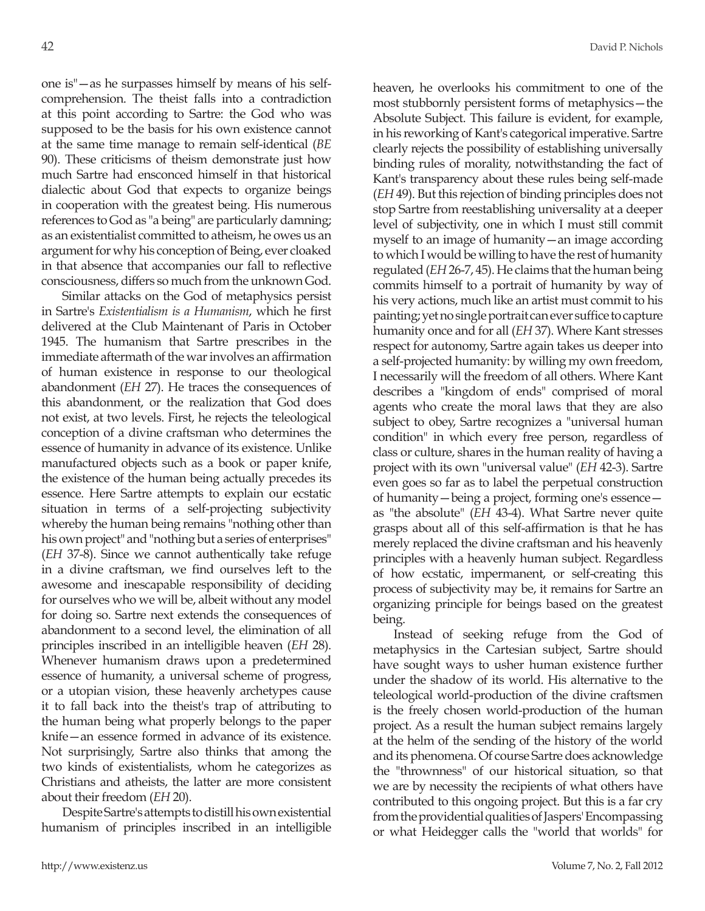one is"—as he surpasses himself by means of his self-comprehension. The theist falls into a contradiction at this point according to Sartre: the God who was supposed to be the basis for his own existence cannot at the same time manage to remain self-identical (*BE* 90). These criticisms of theism demonstrate just how much Sartre had ensconced himself in that historical dialectic about God that expects to organize beings in cooperation with the greatest being. His numerous references to God as "a being" are particularly damning; as an existentialist committed to atheism, he owes us an argument for why his conception of Being, ever cloaked in that absence that accompanies our fall to reflective consciousness, differs so much from the unknown God.

Similar attacks on the God of metaphysics persist in Sartre's *Existentialism is a Humanism*, which he first delivered at the Club Maintenant of Paris in October 1945. The humanism that Sartre prescribes in the immediate aftermath of the war involves an affirmation of human existence in response to our theological abandonment (*EH* 27). He traces the consequences of this abandonment, or the realization that God does not exist, at two levels. First, he rejects the teleological conception of a divine craftsman who determines the essence of humanity in advance of its existence. Unlike manufactured objects such as a book or paper knife, the existence of the human being actually precedes its essence. Here Sartre attempts to explain our ecstatic situation in terms of a self-projecting subjectivity whereby the human being remains "nothing other than his own project" and "nothing but a series of enterprises" (*EH* 37-8). Since we cannot authentically take refuge in a divine craftsman, we find ourselves left to the awesome and inescapable responsibility of deciding for ourselves who we will be, albeit without any model for doing so. Sartre next extends the consequences of abandonment to a second level, the elimination of all principles inscribed in an intelligible heaven (*EH* 28). Whenever humanism draws upon a predetermined essence of humanity, a universal scheme of progress, or a utopian vision, these heavenly archetypes cause it to fall back into the theist's trap of attributing to the human being what properly belongs to the paper knife—an essence formed in advance of its existence. Not surprisingly, Sartre also thinks that among the two kinds of existentialists, whom he categorizes as Christians and atheists, the latter are more consistent about their freedom (*EH* 20).

Despite Sartre's attempts to distill his own existential humanism of principles inscribed in an intelligible heaven, he overlooks his commitment to one of the most stubbornly persistent forms of metaphysics—the Absolute Subject. This failure is evident, for example, in his reworking of Kant's categorical imperative. Sartre clearly rejects the possibility of establishing universally binding rules of morality, notwithstanding the fact of Kant's transparency about these rules being self-made (*EH* 49). But this rejection of binding principles does not stop Sartre from reestablishing universality at a deeper level of subjectivity, one in which I must still commit myself to an image of humanity—an image according to which I would be willing to have the rest of humanity regulated (*EH* 26-7, 45). He claims that the human being commits himself to a portrait of humanity by way of his very actions, much like an artist must commit to his painting; yet no single portrait can ever suffice to capture humanity once and for all (*EH* 37). Where Kant stresses respect for autonomy, Sartre again takes us deeper into a self-projected humanity: by willing my own freedom, I necessarily will the freedom of all others. Where Kant describes a "kingdom of ends" comprised of moral agents who create the moral laws that they are also subject to obey, Sartre recognizes a "universal human condition" in which every free person, regardless of class or culture, shares in the human reality of having a project with its own "universal value" (*EH* 42-3). Sartre even goes so far as to label the perpetual construction of humanity—being a project, forming one's essence—as "the absolute" (*EH* 43-4). What Sartre never quite grasps about all of this self-affirmation is that he has merely replaced the divine craftsman and his heavenly principles with a heavenly human subject. Regardless of how ecstatic, impermanent, or self-creating this process of subjectivity may be, it remains for Sartre an organizing principle for beings based on the greatest being.

Instead of seeking refuge from the God of metaphysics in the Cartesian subject, Sartre should have sought ways to usher human existence further under the shadow of its world. His alternative to the teleological world-production of the divine craftsmen is the freely chosen world-production of the human project. As a result the human subject remains largely at the helm of the sending of the history of the world and its phenomena. Of course Sartre does acknowledge the "thrownness" of our historical situation, so that we are by necessity the recipients of what others have contributed to this ongoing project. But this is a far cry from the providential qualities of Jaspers' Encompassing or what Heidegger calls the "world that worlds" for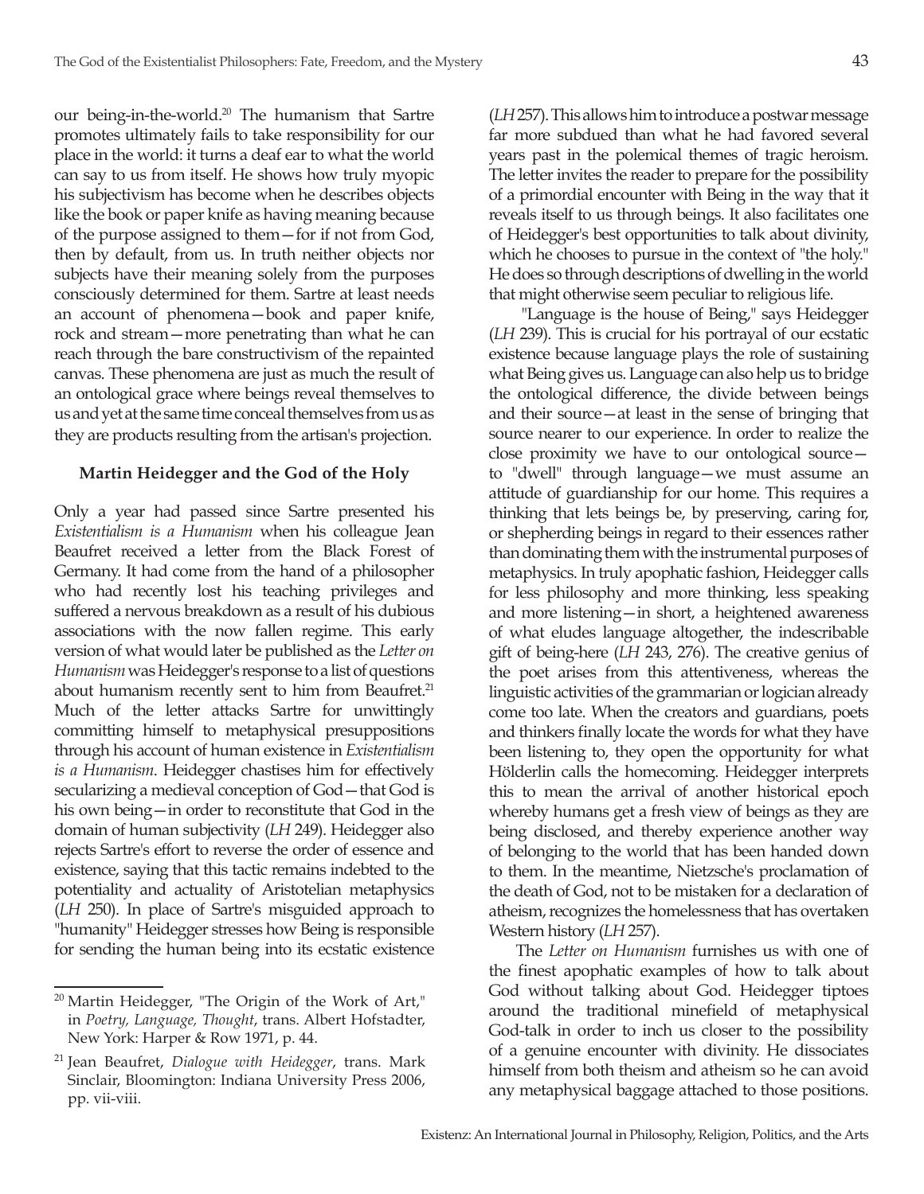our being-in-the-world.[20] The humanism that Sartre promotes ultimately fails to take responsibility for our place in the world: it turns a deaf ear to what the world can say to us from itself. He shows how truly myopic his subjectivism has become when he describes objects like the book or paper knife as having meaning because of the purpose assigned to them—for if not from God, then by default, from us. In truth neither objects nor subjects have their meaning solely from the purposes consciously determined for them. Sartre at least needs an account of phenomena—book and paper knife, rock and stream—more penetrating than what he can reach through the bare constructivism of the repainted canvas. These phenomena are just as much the result of an ontological grace where beings reveal themselves to us and yet at the same time conceal themselves from us as they are products resulting from the artisan's projection.

### Martin Heidegger and the God of the Holy

Only a year had passed since Sartre presented his *Existentialism is a Humanism* when his colleague Jean Beaufret received a letter from the Black Forest of Germany. It had come from the hand of a philosopher who had recently lost his teaching privileges and suffered a nervous breakdown as a result of his dubious associations with the now fallen regime. This early version of what would later be published as the *Letter on Humanism* was Heidegger's response to a list of questions about humanism recently sent to him from Beaufret.[21] Much of the letter attacks Sartre for unwittingly committing himself to metaphysical presuppositions through his account of human existence in *Existentialism is a Humanism*. Heidegger chastises him for effectively secularizing a medieval conception of God—that God is his own being—in order to reconstitute that God in the domain of human subjectivity (*LH* 249). Heidegger also rejects Sartre's effort to reverse the order of essence and existence, saying that this tactic remains indebted to the potentiality and actuality of Aristotelian metaphysics (*LH* 250). In place of Sartre's misguided approach to "humanity" Heidegger stresses how Being is responsible for sending the human being into its ecstatic existence (*LH* 257). This allows him to introduce a postwar message far more subdued than what he had favored several years past in the polemical themes of tragic heroism. The letter invites the reader to prepare for the possibility of a primordial encounter with Being in the way that it reveals itself to us through beings. It also facilitates one of Heidegger's best opportunities to talk about divinity, which he chooses to pursue in the context of "the holy." He does so through descriptions of dwelling in the world that might otherwise seem peculiar to religious life.

"Language is the house of Being," says Heidegger (*LH* 239). This is crucial for his portrayal of our ecstatic existence because language plays the role of sustaining what Being gives us. Language can also help us to bridge the ontological difference, the divide between beings and their source—at least in the sense of bringing that source nearer to our experience. In order to realize the close proximity we have to our ontological source—to "dwell" through language—we must assume an attitude of guardianship for our home. This requires a thinking that lets beings be, by preserving, caring for, or shepherding beings in regard to their essences rather than dominating them with the instrumental purposes of metaphysics. In truly apophatic fashion, Heidegger calls for less philosophy and more thinking, less speaking and more listening—in short, a heightened awareness of what eludes language altogether, the indescribable gift of being-here (*LH* 243, 276). The creative genius of the poet arises from this attentiveness, whereas the linguistic activities of the grammarian or logician already come too late. When the creators and guardians, poets and thinkers finally locate the words for what they have been listening to, they open the opportunity for what Hölderlin calls the homecoming. Heidegger interprets this to mean the arrival of another historical epoch whereby humans get a fresh view of beings as they are being disclosed, and thereby experience another way of belonging to the world that has been handed down to them. In the meantime, Nietzsche's proclamation of the death of God, not to be mistaken for a declaration of atheism, recognizes the homelessness that has overtaken Western history (*LH* 257).

The *Letter on Humanism* furnishes us with one of the finest apophatic examples of how to talk about God without talking about God. Heidegger tiptoes around the traditional minefield of metaphysical God-talk in order to inch us closer to the possibility of a genuine encounter with divinity. He dissociates himself from both theism and atheism so he can avoid any metaphysical baggage attached to those positions.

---

[20] Martin Heidegger, "The Origin of the Work of Art," in *Poetry, Language, Thought*, trans. Albert Hofstadter, New York: Harper & Row 1971, p. 44.

[21] Jean Beaufret, *Dialogue with Heidegger*, trans. Mark Sinclair, Bloomington: Indiana University Press 2006, pp. vii-viii.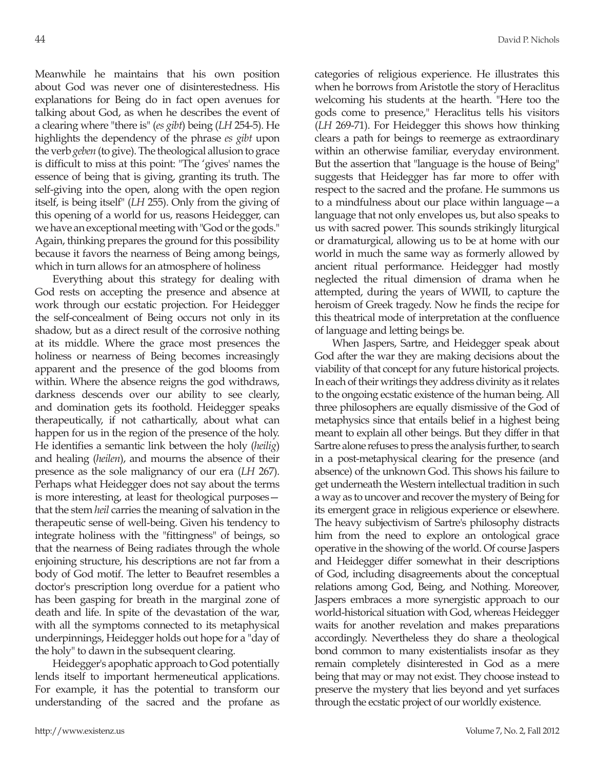Meanwhile he maintains that his own position about God was never one of disinterestedness. His explanations for Being do in fact open avenues for talking about God, as when he describes the event of a clearing where "there is" (*es gibt*) being (*LH* 254-5). He highlights the dependency of the phrase *es gibt* upon the verb *geben* (to give). The theological allusion to grace is difficult to miss at this point: "The 'gives' names the essence of being that is giving, granting its truth. The self-giving into the open, along with the open region itself, is being itself" (*LH* 255). Only from the giving of this opening of a world for us, reasons Heidegger, can we have an exceptional meeting with "God or the gods." Again, thinking prepares the ground for this possibility because it favors the nearness of Being among beings, which in turn allows for an atmosphere of holiness

Everything about this strategy for dealing with God rests on accepting the presence and absence at work through our ecstatic projection. For Heidegger the self-concealment of Being occurs not only in its shadow, but as a direct result of the corrosive nothing at its middle. Where the grace most presences the holiness or nearness of Being becomes increasingly apparent and the presence of the god blooms from within. Where the absence reigns the god withdraws, darkness descends over our ability to see clearly, and domination gets its foothold. Heidegger speaks therapeutically, if not cathartically, about what can happen for us in the region of the presence of the holy. He identifies a semantic link between the holy (*heilig*) and healing (*heilen*), and mourns the absence of their presence as the sole malignancy of our era (*LH* 267). Perhaps what Heidegger does not say about the terms is more interesting, at least for theological purposes—that the stem *heil* carries the meaning of salvation in the therapeutic sense of well-being. Given his tendency to integrate holiness with the "fittingness" of beings, so that the nearness of Being radiates through the whole enjoining structure, his descriptions are not far from a body of God motif. The letter to Beaufret resembles a doctor's prescription long overdue for a patient who has been gasping for breath in the marginal zone of death and life. In spite of the devastation of the war, with all the symptoms connected to its metaphysical underpinnings, Heidegger holds out hope for a "day of the holy" to dawn in the subsequent clearing.

Heidegger's apophatic approach to God potentially lends itself to important hermeneutical applications. For example, it has the potential to transform our understanding of the sacred and the profane as categories of religious experience. He illustrates this when he borrows from Aristotle the story of Heraclitus welcoming his students at the hearth. "Here too the gods come to presence," Heraclitus tells his visitors (*LH* 269-71). For Heidegger this shows how thinking clears a path for beings to reemerge as extraordinary within an otherwise familiar, everyday environment. But the assertion that "language is the house of Being" suggests that Heidegger has far more to offer with respect to the sacred and the profane. He summons us to a mindfulness about our place within language—a language that not only envelopes us, but also speaks to us with sacred power. This sounds strikingly liturgical or dramaturgical, allowing us to be at home with our world in much the same way as formerly allowed by ancient ritual performance. Heidegger had mostly neglected the ritual dimension of drama when he attempted, during the years of WWII, to capture the heroism of Greek tragedy. Now he finds the recipe for this theatrical mode of interpretation at the confluence of language and letting beings be.

When Jaspers, Sartre, and Heidegger speak about God after the war they are making decisions about the viability of that concept for any future historical projects. In each of their writings they address divinity as it relates to the ongoing ecstatic existence of the human being. All three philosophers are equally dismissive of the God of metaphysics since that entails belief in a highest being meant to explain all other beings. But they differ in that Sartre alone refuses to press the analysis further, to search in a post-metaphysical clearing for the presence (and absence) of the unknown God. This shows his failure to get underneath the Western intellectual tradition in such a way as to uncover and recover the mystery of Being for its emergent grace in religious experience or elsewhere. The heavy subjectivism of Sartre's philosophy distracts him from the need to explore an ontological grace operative in the showing of the world. Of course Jaspers and Heidegger differ somewhat in their descriptions of God, including disagreements about the conceptual relations among God, Being, and Nothing. Moreover, Jaspers embraces a more synergistic approach to our world-historical situation with God, whereas Heidegger waits for another revelation and makes preparations accordingly. Nevertheless they do share a theological bond common to many existentialists insofar as they remain completely disinterested in God as a mere being that may or may not exist. They choose instead to preserve the mystery that lies beyond and yet surfaces through the ecstatic project of our worldly existence.